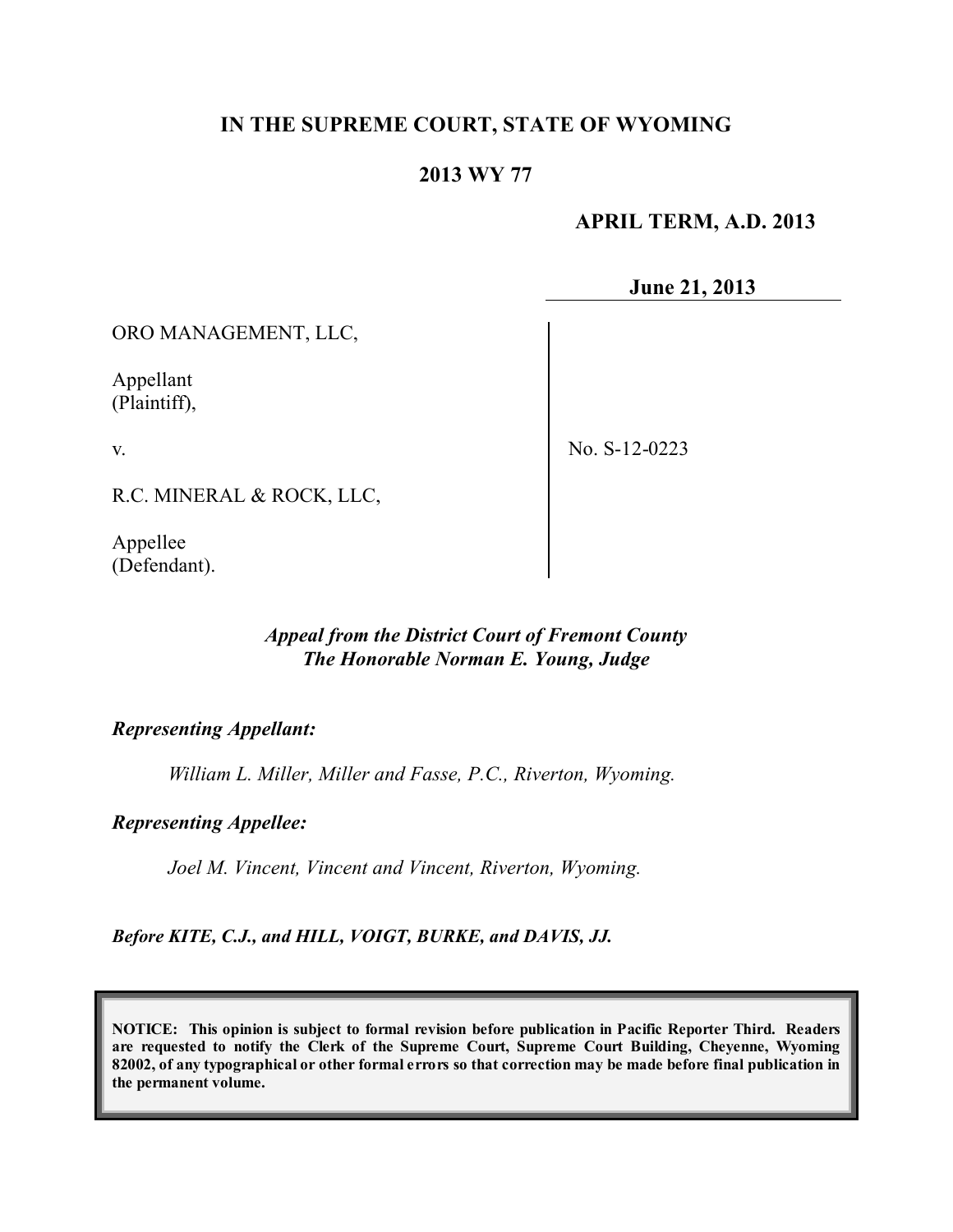# IN THE SUPREME COURT, STATE OF WYOMING

## 2013 WY 77

**APRIL TERM, A.D. 2013**

**June 21, 2013**

ORO MANAGEMENT, LLC,

Appellant
(Plaintiff),

v.

R.C. MINERAL & ROCK, LLC,

Appellee
(Defendant).

No. S-12-0223

***Appeal from the District Court of Fremont County***
***The Honorable Norman E. Young, Judge***

***Representing Appellant:***

*William L. Miller, Miller and Fasse, P.C., Riverton, Wyoming.*

***Representing Appellee:***

*Joel M. Vincent, Vincent and Vincent, Riverton, Wyoming.*

***Before KITE, C.J., and HILL, VOIGT, BURKE, and DAVIS, JJ.***

**NOTICE: This opinion is subject to formal revision before publication in Pacific Reporter Third. Readers are requested to notify the Clerk of the Supreme Court, Supreme Court Building, Cheyenne, Wyoming 82002, of any typographical or other formal errors so that correction may be made before final publication in the permanent volume.**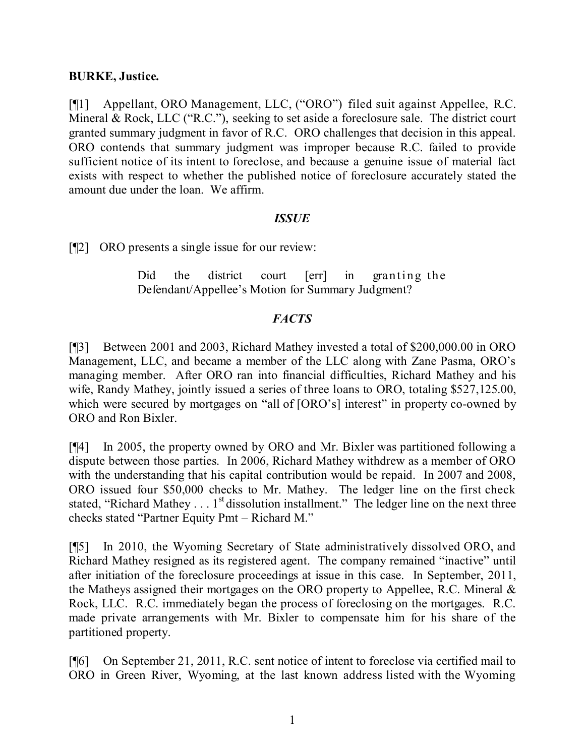**BURKE, Justice.**

[¶1] Appellant, ORO Management, LLC, ("ORO") filed suit against Appellee, R.C. Mineral & Rock, LLC ("R.C."), seeking to set aside a foreclosure sale. The district court granted summary judgment in favor of R.C. ORO challenges that decision in this appeal. ORO contends that summary judgment was improper because R.C. failed to provide sufficient notice of its intent to foreclose, and because a genuine issue of material fact exists with respect to whether the published notice of foreclosure accurately stated the amount due under the loan. We affirm.

## *ISSUE*

[¶2] ORO presents a single issue for our review:

> Did the district court [err] in granting the Defendant/Appellee's Motion for Summary Judgment?

## *FACTS*

[¶3] Between 2001 and 2003, Richard Mathey invested a total of $200,000.00 in ORO Management, LLC, and became a member of the LLC along with Zane Pasma, ORO's managing member. After ORO ran into financial difficulties, Richard Mathey and his wife, Randy Mathey, jointly issued a series of three loans to ORO, totaling $527,125.00, which were secured by mortgages on "all of [ORO's] interest" in property co-owned by ORO and Ron Bixler.

[¶4] In 2005, the property owned by ORO and Mr. Bixler was partitioned following a dispute between those parties. In 2006, Richard Mathey withdrew as a member of ORO with the understanding that his capital contribution would be repaid. In 2007 and 2008, ORO issued four $50,000 checks to Mr. Mathey. The ledger line on the first check stated, "Richard Mathey . . . 1st dissolution installment." The ledger line on the next three checks stated "Partner Equity Pmt – Richard M."

[¶5] In 2010, the Wyoming Secretary of State administratively dissolved ORO, and Richard Mathey resigned as its registered agent. The company remained "inactive" until after initiation of the foreclosure proceedings at issue in this case. In September, 2011, the Matheys assigned their mortgages on the ORO property to Appellee, R.C. Mineral & Rock, LLC. R.C. immediately began the process of foreclosing on the mortgages. R.C. made private arrangements with Mr. Bixler to compensate him for his share of the partitioned property.

[¶6] On September 21, 2011, R.C. sent notice of intent to foreclose via certified mail to ORO in Green River, Wyoming, at the last known address listed with the Wyoming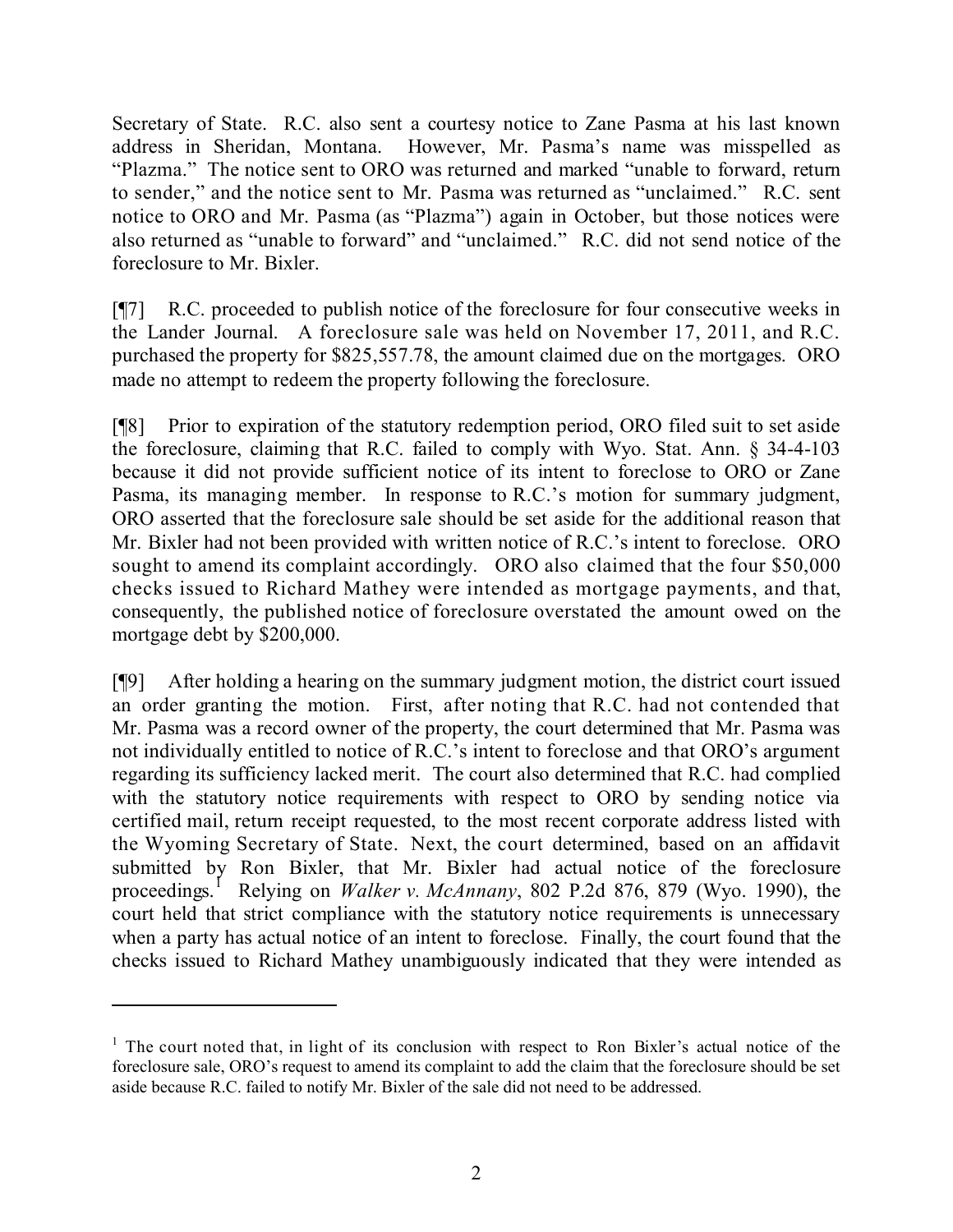Secretary of State. R.C. also sent a courtesy notice to Zane Pasma at his last known address in Sheridan, Montana. However, Mr. Pasma's name was misspelled as "Plazma." The notice sent to ORO was returned and marked "unable to forward, return to sender," and the notice sent to Mr. Pasma was returned as "unclaimed." R.C. sent notice to ORO and Mr. Pasma (as "Plazma") again in October, but those notices were also returned as "unable to forward" and "unclaimed." R.C. did not send notice of the foreclosure to Mr. Bixler.

[¶7] R.C. proceeded to publish notice of the foreclosure for four consecutive weeks in the Lander Journal. A foreclosure sale was held on November 17, 2011, and R.C. purchased the property for $825,557.78, the amount claimed due on the mortgages. ORO made no attempt to redeem the property following the foreclosure.

[¶8] Prior to expiration of the statutory redemption period, ORO filed suit to set aside the foreclosure, claiming that R.C. failed to comply with Wyo. Stat. Ann. § 34-4-103 because it did not provide sufficient notice of its intent to foreclose to ORO or Zane Pasma, its managing member. In response to R.C.'s motion for summary judgment, ORO asserted that the foreclosure sale should be set aside for the additional reason that Mr. Bixler had not been provided with written notice of R.C.'s intent to foreclose. ORO sought to amend its complaint accordingly. ORO also claimed that the four $50,000 checks issued to Richard Mathey were intended as mortgage payments, and that, consequently, the published notice of foreclosure overstated the amount owed on the mortgage debt by $200,000.

[¶9] After holding a hearing on the summary judgment motion, the district court issued an order granting the motion. First, after noting that R.C. had not contended that Mr. Pasma was a record owner of the property, the court determined that Mr. Pasma was not individually entitled to notice of R.C.'s intent to foreclose and that ORO's argument regarding its sufficiency lacked merit. The court also determined that R.C. had complied with the statutory notice requirements with respect to ORO by sending notice via certified mail, return receipt requested, to the most recent corporate address listed with the Wyoming Secretary of State. Next, the court determined, based on an affidavit submitted by Ron Bixler, that Mr. Bixler had actual notice of the foreclosure proceedings.[1] Relying on *Walker v. McAnnany*, 802 P.2d 876, 879 (Wyo. 1990), the court held that strict compliance with the statutory notice requirements is unnecessary when a party has actual notice of an intent to foreclose. Finally, the court found that the checks issued to Richard Mathey unambiguously indicated that they were intended as

---

[1] The court noted that, in light of its conclusion with respect to Ron Bixler's actual notice of the foreclosure sale, ORO's request to amend its complaint to add the claim that the foreclosure should be set aside because R.C. failed to notify Mr. Bixler of the sale did not need to be addressed.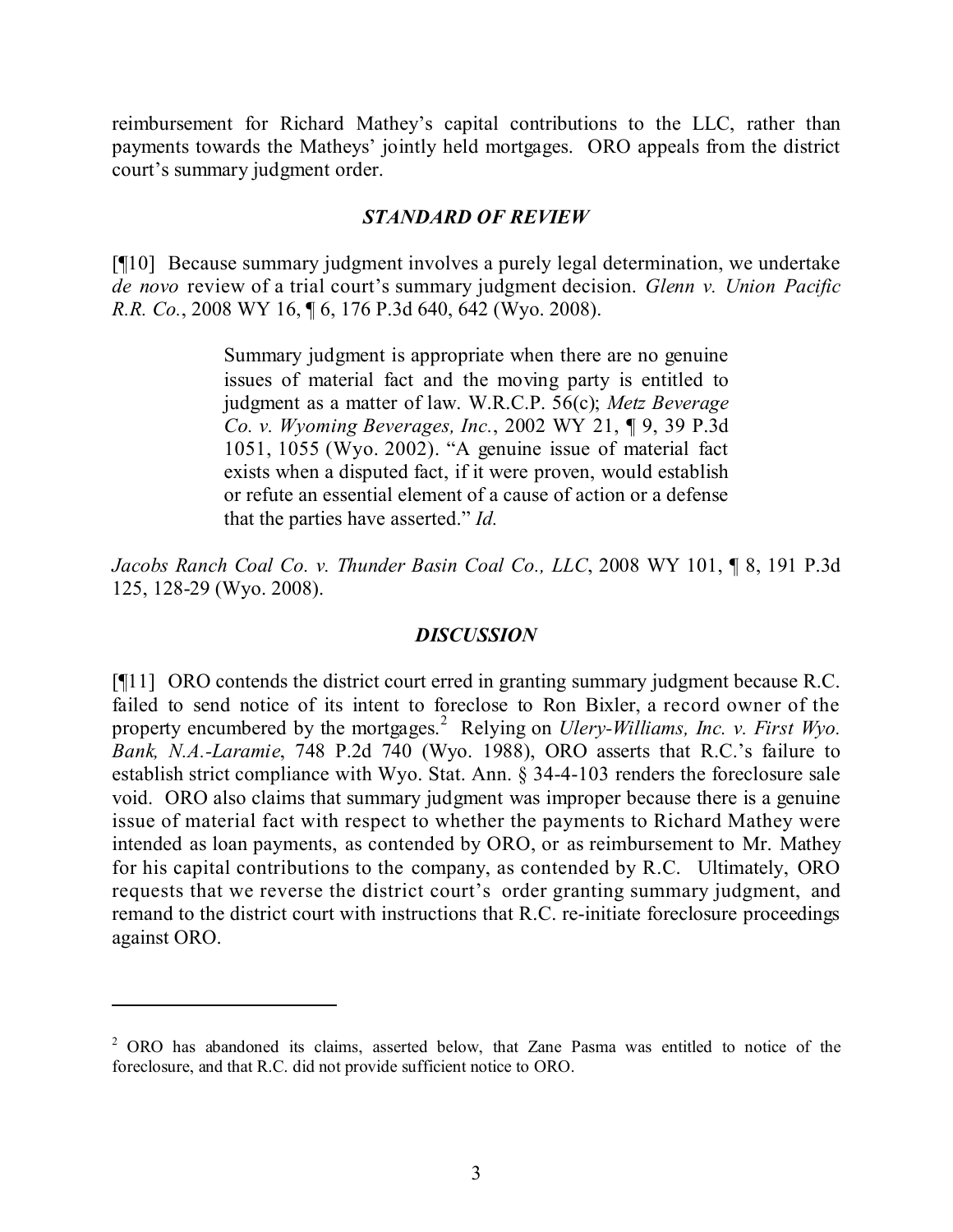reimbursement for Richard Mathey's capital contributions to the LLC, rather than payments towards the Matheys' jointly held mortgages. ORO appeals from the district court's summary judgment order.

## *STANDARD OF REVIEW*

[¶10] Because summary judgment involves a purely legal determination, we undertake *de novo* review of a trial court's summary judgment decision. *Glenn v. Union Pacific R.R. Co.*, 2008 WY 16, ¶ 6, 176 P.3d 640, 642 (Wyo. 2008).

> Summary judgment is appropriate when there are no genuine issues of material fact and the moving party is entitled to judgment as a matter of law. W.R.C.P. 56(c); *Metz Beverage Co. v. Wyoming Beverages, Inc.*, 2002 WY 21, ¶ 9, 39 P.3d 1051, 1055 (Wyo. 2002). "A genuine issue of material fact exists when a disputed fact, if it were proven, would establish or refute an essential element of a cause of action or a defense that the parties have asserted." *Id.*

*Jacobs Ranch Coal Co. v. Thunder Basin Coal Co., LLC*, 2008 WY 101, ¶ 8, 191 P.3d 125, 128-29 (Wyo. 2008).

## *DISCUSSION*

[¶11] ORO contends the district court erred in granting summary judgment because R.C. failed to send notice of its intent to foreclose to Ron Bixler, a record owner of the property encumbered by the mortgages.[2] Relying on *Ulery-Williams, Inc. v. First Wyo. Bank, N.A.-Laramie*, 748 P.2d 740 (Wyo. 1988), ORO asserts that R.C.'s failure to establish strict compliance with Wyo. Stat. Ann. § 34-4-103 renders the foreclosure sale void. ORO also claims that summary judgment was improper because there is a genuine issue of material fact with respect to whether the payments to Richard Mathey were intended as loan payments, as contended by ORO, or as reimbursement to Mr. Mathey for his capital contributions to the company, as contended by R.C. Ultimately, ORO requests that we reverse the district court's order granting summary judgment, and remand to the district court with instructions that R.C. re-initiate foreclosure proceedings against ORO.

---

[2] ORO has abandoned its claims, asserted below, that Zane Pasma was entitled to notice of the foreclosure, and that R.C. did not provide sufficient notice to ORO.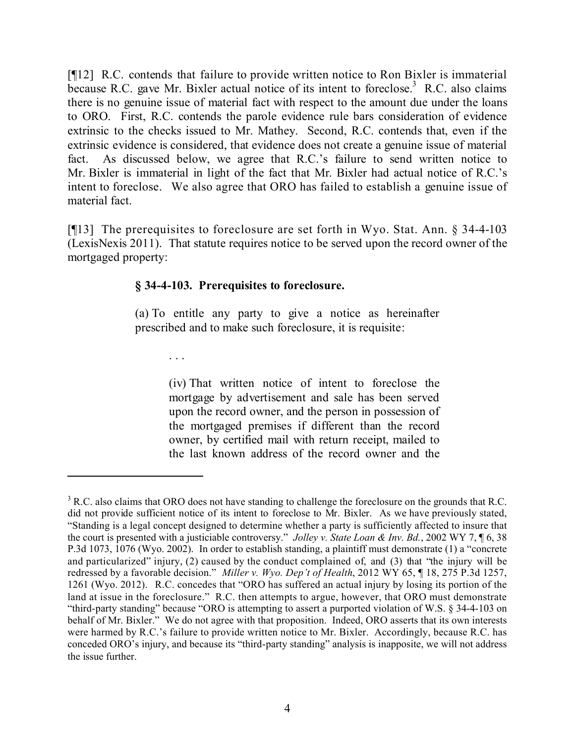[¶12] R.C. contends that failure to provide written notice to Ron Bixler is immaterial because R.C. gave Mr. Bixler actual notice of its intent to foreclose.[3] R.C. also claims there is no genuine issue of material fact with respect to the amount due under the loans to ORO. First, R.C. contends the parole evidence rule bars consideration of evidence extrinsic to the checks issued to Mr. Mathey. Second, R.C. contends that, even if the extrinsic evidence is considered, that evidence does not create a genuine issue of material fact. As discussed below, we agree that R.C.'s failure to send written notice to Mr. Bixler is immaterial in light of the fact that Mr. Bixler had actual notice of R.C.'s intent to foreclose. We also agree that ORO has failed to establish a genuine issue of material fact.

[¶13] The prerequisites to foreclosure are set forth in Wyo. Stat. Ann. § 34-4-103 (LexisNexis 2011). That statute requires notice to be served upon the record owner of the mortgaged property:

> **§ 34-4-103. Prerequisites to foreclosure.**
>
> (a) To entitle any party to give a notice as hereinafter prescribed and to make such foreclosure, it is requisite:
>
> . . .
>
> > (iv) That written notice of intent to foreclose the mortgage by advertisement and sale has been served upon the record owner, and the person in possession of the mortgaged premises if different than the record owner, by certified mail with return receipt, mailed to the last known address of the record owner and the

---

[3] R.C. also claims that ORO does not have standing to challenge the foreclosure on the grounds that R.C. did not provide sufficient notice of its intent to foreclose to Mr. Bixler. As we have previously stated, "Standing is a legal concept designed to determine whether a party is sufficiently affected to insure that the court is presented with a justiciable controversy." *Jolley v. State Loan & Inv. Bd.*, 2002 WY 7, ¶ 6, 38 P.3d 1073, 1076 (Wyo. 2002). In order to establish standing, a plaintiff must demonstrate (1) a "concrete and particularized" injury, (2) caused by the conduct complained of, and (3) that "the injury will be redressed by a favorable decision." *Miller v. Wyo. Dep't of Health*, 2012 WY 65, ¶ 18, 275 P.3d 1257, 1261 (Wyo. 2012). R.C. concedes that "ORO has suffered an actual injury by losing its portion of the land at issue in the foreclosure." R.C. then attempts to argue, however, that ORO must demonstrate "third-party standing" because "ORO is attempting to assert a purported violation of W.S. § 34-4-103 on behalf of Mr. Bixler." We do not agree with that proposition. Indeed, ORO asserts that its own interests were harmed by R.C.'s failure to provide written notice to Mr. Bixler. Accordingly, because R.C. has conceded ORO's injury, and because its "third-party standing" analysis is inapposite, we will not address the issue further.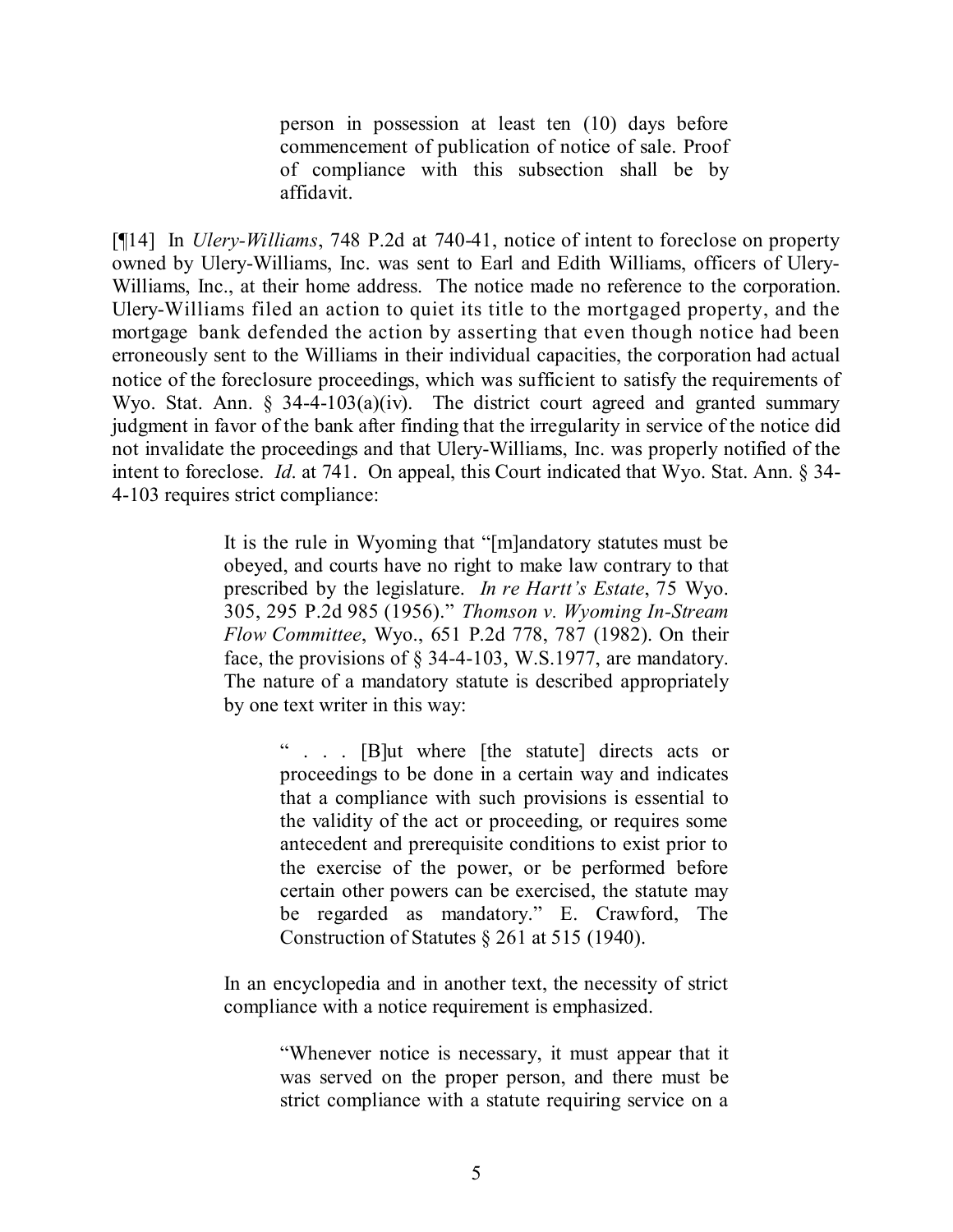> person in possession at least ten (10) days before commencement of publication of notice of sale. Proof of compliance with this subsection shall be by affidavit.

[¶14] In *Ulery-Williams*, 748 P.2d at 740-41, notice of intent to foreclose on property owned by Ulery-Williams, Inc. was sent to Earl and Edith Williams, officers of Ulery-Williams, Inc., at their home address. The notice made no reference to the corporation. Ulery-Williams filed an action to quiet its title to the mortgaged property, and the mortgage bank defended the action by asserting that even though notice had been erroneously sent to the Williams in their individual capacities, the corporation had actual notice of the foreclosure proceedings, which was sufficient to satisfy the requirements of Wyo. Stat. Ann. § 34-4-103(a)(iv). The district court agreed and granted summary judgment in favor of the bank after finding that the irregularity in service of the notice did not invalidate the proceedings and that Ulery-Williams, Inc. was properly notified of the intent to foreclose. *Id*. at 741. On appeal, this Court indicated that Wyo. Stat. Ann. § 34-4-103 requires strict compliance:

> It is the rule in Wyoming that "[m]andatory statutes must be obeyed, and courts have no right to make law contrary to that prescribed by the legislature. *In re Hartt's Estate*, 75 Wyo. 305, 295 P.2d 985 (1956)." *Thomson v. Wyoming In-Stream Flow Committee*, Wyo., 651 P.2d 778, 787 (1982). On their face, the provisions of § 34-4-103, W.S.1977, are mandatory. The nature of a mandatory statute is described appropriately by one text writer in this way:
>
> > " . . . [B]ut where [the statute] directs acts or proceedings to be done in a certain way and indicates that a compliance with such provisions is essential to the validity of the act or proceeding, or requires some antecedent and prerequisite conditions to exist prior to the exercise of the power, or be performed before certain other powers can be exercised, the statute may be regarded as mandatory." E. Crawford, The Construction of Statutes § 261 at 515 (1940).
>
> In an encyclopedia and in another text, the necessity of strict compliance with a notice requirement is emphasized.
>
> > "Whenever notice is necessary, it must appear that it was served on the proper person, and there must be strict compliance with a statute requiring service on a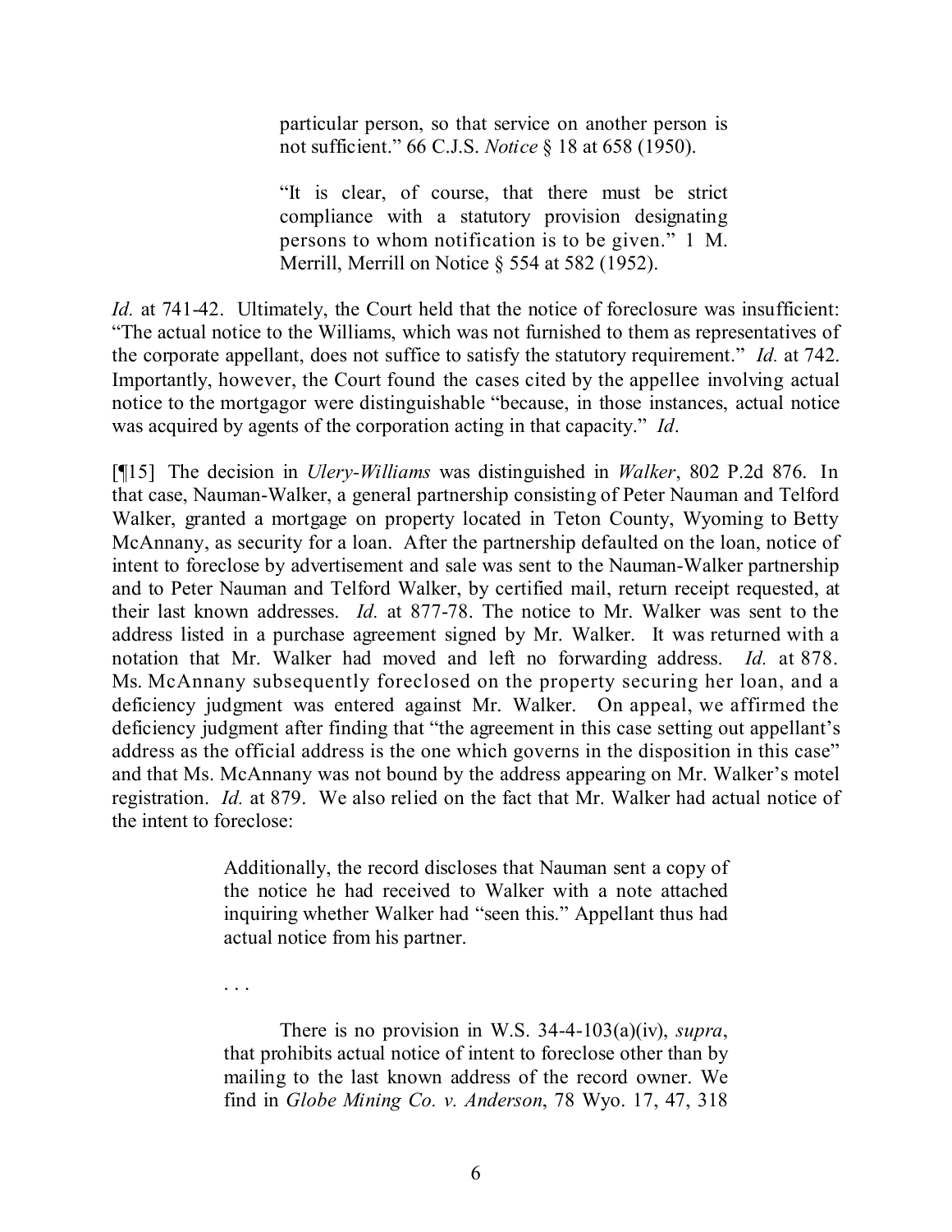> particular person, so that service on another person is not sufficient." 66 C.J.S. *Notice* § 18 at 658 (1950).
>
> "It is clear, of course, that there must be strict compliance with a statutory provision designating persons to whom notification is to be given." 1 M. Merrill, Merrill on Notice § 554 at 582 (1952).

*Id.* at 741-42. Ultimately, the Court held that the notice of foreclosure was insufficient: "The actual notice to the Williams, which was not furnished to them as representatives of the corporate appellant, does not suffice to satisfy the statutory requirement." *Id.* at 742. Importantly, however, the Court found the cases cited by the appellee involving actual notice to the mortgagor were distinguishable "because, in those instances, actual notice was acquired by agents of the corporation acting in that capacity." *Id*.

[¶15] The decision in *Ulery-Williams* was distinguished in *Walker*, 802 P.2d 876. In that case, Nauman-Walker, a general partnership consisting of Peter Nauman and Telford Walker, granted a mortgage on property located in Teton County, Wyoming to Betty McAnnany, as security for a loan. After the partnership defaulted on the loan, notice of intent to foreclose by advertisement and sale was sent to the Nauman-Walker partnership and to Peter Nauman and Telford Walker, by certified mail, return receipt requested, at their last known addresses. *Id.* at 877-78. The notice to Mr. Walker was sent to the address listed in a purchase agreement signed by Mr. Walker. It was returned with a notation that Mr. Walker had moved and left no forwarding address. *Id.* at 878. Ms. McAnnany subsequently foreclosed on the property securing her loan, and a deficiency judgment was entered against Mr. Walker. On appeal, we affirmed the deficiency judgment after finding that "the agreement in this case setting out appellant's address as the official address is the one which governs in the disposition in this case" and that Ms. McAnnany was not bound by the address appearing on Mr. Walker's motel registration. *Id.* at 879. We also relied on the fact that Mr. Walker had actual notice of the intent to foreclose:

> Additionally, the record discloses that Nauman sent a copy of the notice he had received to Walker with a note attached inquiring whether Walker had "seen this." Appellant thus had actual notice from his partner.
>
> . . .
>
> There is no provision in W.S. 34-4-103(a)(iv), *supra*, that prohibits actual notice of intent to foreclose other than by mailing to the last known address of the record owner. We find in *Globe Mining Co. v. Anderson*, 78 Wyo. 17, 47, 318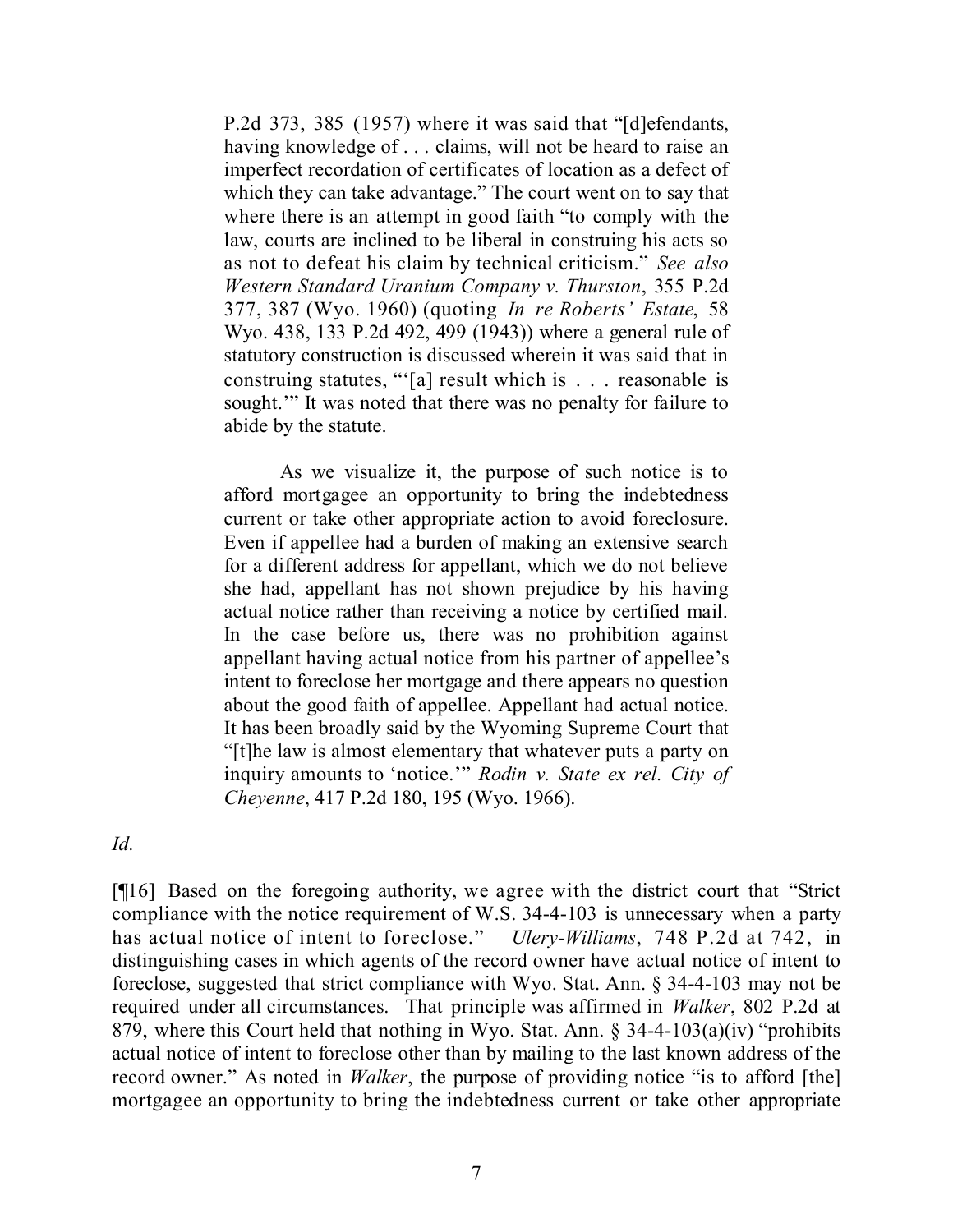> P.2d 373, 385 (1957) where it was said that "[d]efendants, having knowledge of . . . claims, will not be heard to raise an imperfect recordation of certificates of location as a defect of which they can take advantage." The court went on to say that where there is an attempt in good faith "to comply with the law, courts are inclined to be liberal in construing his acts so as not to defeat his claim by technical criticism." *See also Western Standard Uranium Company v. Thurston*, 355 P.2d 377, 387 (Wyo. 1960) (quoting *In re Roberts' Estate*, 58 Wyo. 438, 133 P.2d 492, 499 (1943)) where a general rule of statutory construction is discussed wherein it was said that in construing statutes, "'[a] result which is . . . reasonable is sought.'" It was noted that there was no penalty for failure to abide by the statute.
>
> As we visualize it, the purpose of such notice is to afford mortgagee an opportunity to bring the indebtedness current or take other appropriate action to avoid foreclosure. Even if appellee had a burden of making an extensive search for a different address for appellant, which we do not believe she had, appellant has not shown prejudice by his having actual notice rather than receiving a notice by certified mail. In the case before us, there was no prohibition against appellant having actual notice from his partner of appellee's intent to foreclose her mortgage and there appears no question about the good faith of appellee. Appellant had actual notice. It has been broadly said by the Wyoming Supreme Court that "[t]he law is almost elementary that whatever puts a party on inquiry amounts to 'notice.'" *Rodin v. State ex rel. City of Cheyenne*, 417 P.2d 180, 195 (Wyo. 1966).

*Id.*

[¶16] Based on the foregoing authority, we agree with the district court that "Strict compliance with the notice requirement of W.S. 34-4-103 is unnecessary when a party has actual notice of intent to foreclose." *Ulery-Williams*, 748 P.2d at 742, in distinguishing cases in which agents of the record owner have actual notice of intent to foreclose, suggested that strict compliance with Wyo. Stat. Ann. § 34-4-103 may not be required under all circumstances. That principle was affirmed in *Walker*, 802 P.2d at 879, where this Court held that nothing in Wyo. Stat. Ann. § 34-4-103(a)(iv) "prohibits actual notice of intent to foreclose other than by mailing to the last known address of the record owner." As noted in *Walker*, the purpose of providing notice "is to afford [the] mortgagee an opportunity to bring the indebtedness current or take other appropriate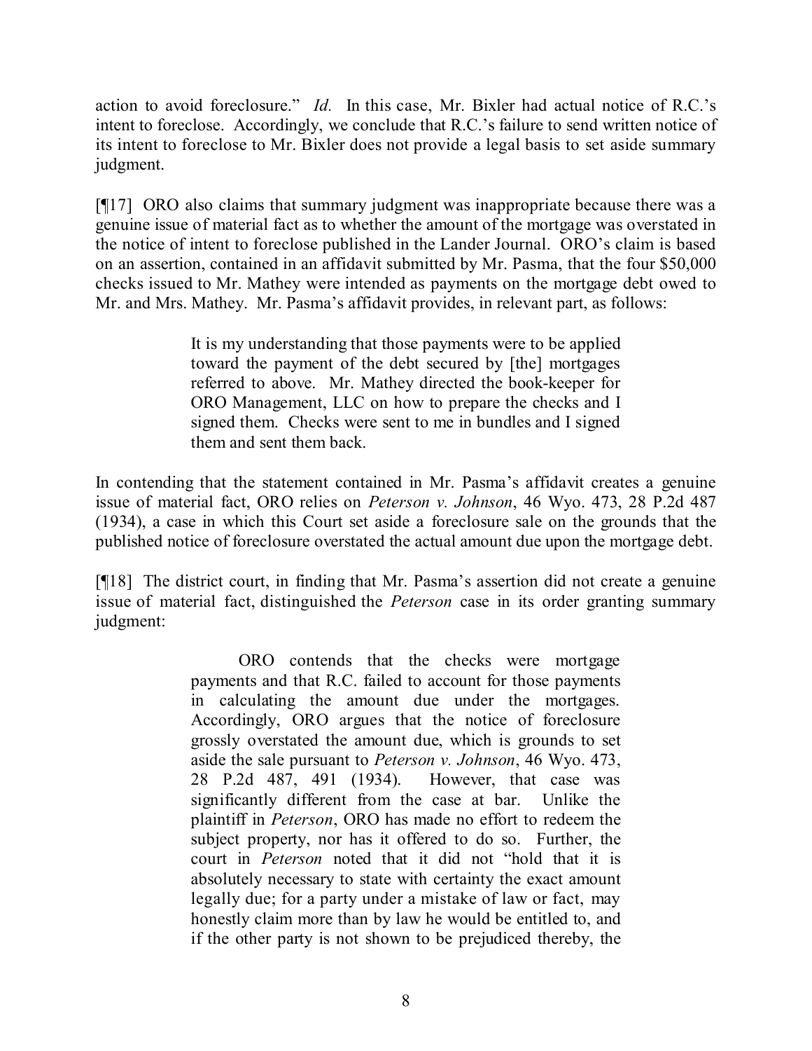action to avoid foreclosure." *Id.* In this case, Mr. Bixler had actual notice of R.C.'s intent to foreclose. Accordingly, we conclude that R.C.'s failure to send written notice of its intent to foreclose to Mr. Bixler does not provide a legal basis to set aside summary judgment.

[¶17] ORO also claims that summary judgment was inappropriate because there was a genuine issue of material fact as to whether the amount of the mortgage was overstated in the notice of intent to foreclose published in the Lander Journal. ORO's claim is based on an assertion, contained in an affidavit submitted by Mr. Pasma, that the four $50,000 checks issued to Mr. Mathey were intended as payments on the mortgage debt owed to Mr. and Mrs. Mathey. Mr. Pasma's affidavit provides, in relevant part, as follows:

> It is my understanding that those payments were to be applied toward the payment of the debt secured by [the] mortgages referred to above. Mr. Mathey directed the book-keeper for ORO Management, LLC on how to prepare the checks and I signed them. Checks were sent to me in bundles and I signed them and sent them back.

In contending that the statement contained in Mr. Pasma's affidavit creates a genuine issue of material fact, ORO relies on *Peterson v. Johnson*, 46 Wyo. 473, 28 P.2d 487 (1934), a case in which this Court set aside a foreclosure sale on the grounds that the published notice of foreclosure overstated the actual amount due upon the mortgage debt.

[¶18] The district court, in finding that Mr. Pasma's assertion did not create a genuine issue of material fact, distinguished the *Peterson* case in its order granting summary judgment:

> ORO contends that the checks were mortgage payments and that R.C. failed to account for those payments in calculating the amount due under the mortgages. Accordingly, ORO argues that the notice of foreclosure grossly overstated the amount due, which is grounds to set aside the sale pursuant to *Peterson v. Johnson*, 46 Wyo. 473, 28 P.2d 487, 491 (1934). However, that case was significantly different from the case at bar. Unlike the plaintiff in *Peterson*, ORO has made no effort to redeem the subject property, nor has it offered to do so. Further, the court in *Peterson* noted that it did not "hold that it is absolutely necessary to state with certainty the exact amount legally due; for a party under a mistake of law or fact, may honestly claim more than by law he would be entitled to, and if the other party is not shown to be prejudiced thereby, the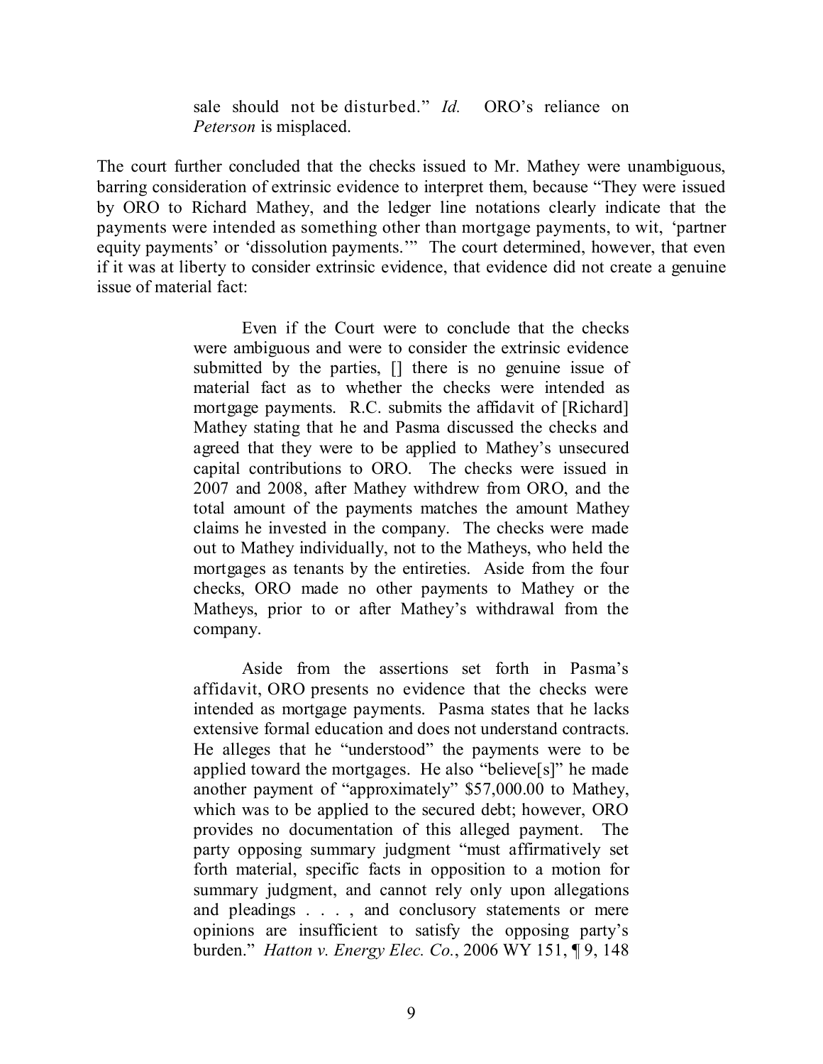> sale should not be disturbed." *Id.* ORO's reliance on *Peterson* is misplaced.

The court further concluded that the checks issued to Mr. Mathey were unambiguous, barring consideration of extrinsic evidence to interpret them, because "They were issued by ORO to Richard Mathey, and the ledger line notations clearly indicate that the payments were intended as something other than mortgage payments, to wit, 'partner equity payments' or 'dissolution payments.'" The court determined, however, that even if it was at liberty to consider extrinsic evidence, that evidence did not create a genuine issue of material fact:

> Even if the Court were to conclude that the checks were ambiguous and were to consider the extrinsic evidence submitted by the parties, [] there is no genuine issue of material fact as to whether the checks were intended as mortgage payments. R.C. submits the affidavit of [Richard] Mathey stating that he and Pasma discussed the checks and agreed that they were to be applied to Mathey's unsecured capital contributions to ORO. The checks were issued in 2007 and 2008, after Mathey withdrew from ORO, and the total amount of the payments matches the amount Mathey claims he invested in the company. The checks were made out to Mathey individually, not to the Matheys, who held the mortgages as tenants by the entireties. Aside from the four checks, ORO made no other payments to Mathey or the Matheys, prior to or after Mathey's withdrawal from the company.
>
> Aside from the assertions set forth in Pasma's affidavit, ORO presents no evidence that the checks were intended as mortgage payments. Pasma states that he lacks extensive formal education and does not understand contracts. He alleges that he "understood" the payments were to be applied toward the mortgages. He also "believe[s]" he made another payment of "approximately" $57,000.00 to Mathey, which was to be applied to the secured debt; however, ORO provides no documentation of this alleged payment. The party opposing summary judgment "must affirmatively set forth material, specific facts in opposition to a motion for summary judgment, and cannot rely only upon allegations and pleadings . . . , and conclusory statements or mere opinions are insufficient to satisfy the opposing party's burden." *Hatton v. Energy Elec. Co.*, 2006 WY 151, ¶ 9, 148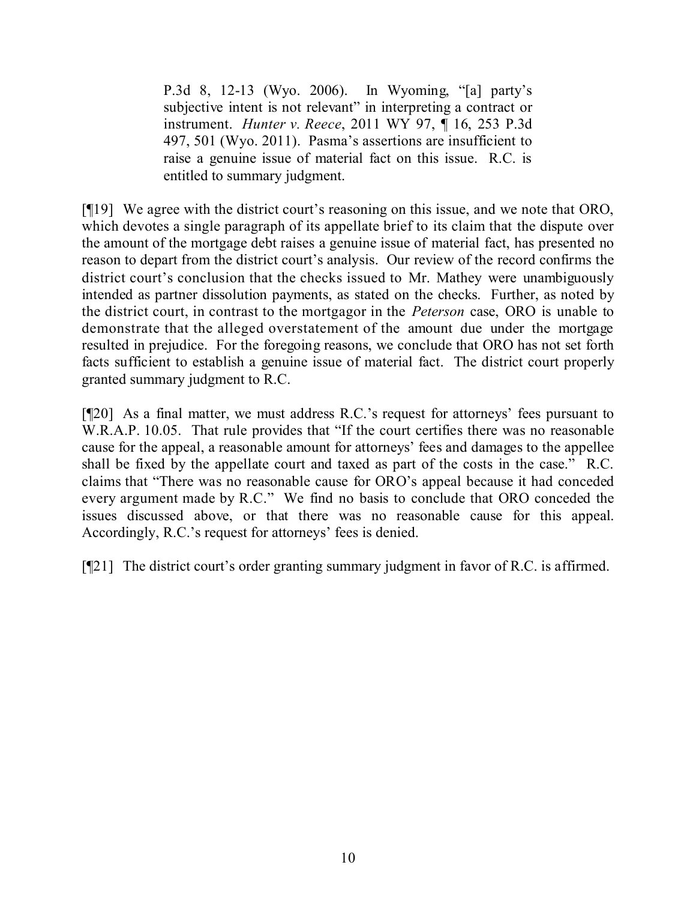> P.3d 8, 12-13 (Wyo. 2006). In Wyoming, "[a] party's subjective intent is not relevant" in interpreting a contract or instrument. *Hunter v. Reece*, 2011 WY 97, ¶ 16, 253 P.3d 497, 501 (Wyo. 2011). Pasma's assertions are insufficient to raise a genuine issue of material fact on this issue. R.C. is entitled to summary judgment.

[¶19] We agree with the district court's reasoning on this issue, and we note that ORO, which devotes a single paragraph of its appellate brief to its claim that the dispute over the amount of the mortgage debt raises a genuine issue of material fact, has presented no reason to depart from the district court's analysis. Our review of the record confirms the district court's conclusion that the checks issued to Mr. Mathey were unambiguously intended as partner dissolution payments, as stated on the checks. Further, as noted by the district court, in contrast to the mortgagor in the *Peterson* case, ORO is unable to demonstrate that the alleged overstatement of the amount due under the mortgage resulted in prejudice. For the foregoing reasons, we conclude that ORO has not set forth facts sufficient to establish a genuine issue of material fact. The district court properly granted summary judgment to R.C.

[¶20] As a final matter, we must address R.C.'s request for attorneys' fees pursuant to W.R.A.P. 10.05. That rule provides that "If the court certifies there was no reasonable cause for the appeal, a reasonable amount for attorneys' fees and damages to the appellee shall be fixed by the appellate court and taxed as part of the costs in the case." R.C. claims that "There was no reasonable cause for ORO's appeal because it had conceded every argument made by R.C." We find no basis to conclude that ORO conceded the issues discussed above, or that there was no reasonable cause for this appeal. Accordingly, R.C.'s request for attorneys' fees is denied.

[¶21] The district court's order granting summary judgment in favor of R.C. is affirmed.